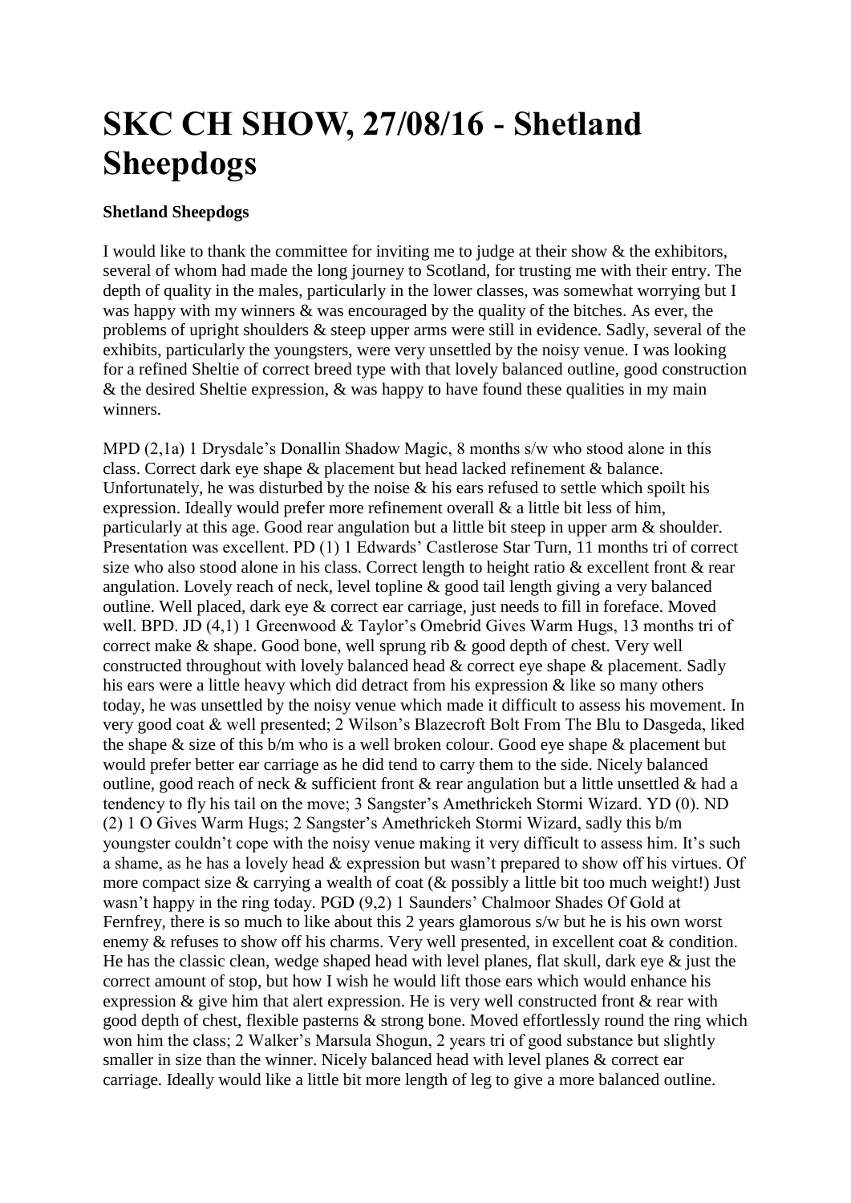# SKC CH SHOW, 27/08/16 - Shetland Sheepdogs

**Shetland Sheepdogs**

I would like to thank the committee for inviting me to judge at their show & the exhibitors, several of whom had made the long journey to Scotland, for trusting me with their entry. The depth of quality in the males, particularly in the lower classes, was somewhat worrying but I was happy with my winners & was encouraged by the quality of the bitches. As ever, the problems of upright shoulders & steep upper arms were still in evidence. Sadly, several of the exhibits, particularly the youngsters, were very unsettled by the noisy venue. I was looking for a refined Sheltie of correct breed type with that lovely balanced outline, good construction & the desired Sheltie expression, & was happy to have found these qualities in my main winners.

MPD (2,1a) 1 Drysdale's Donallin Shadow Magic, 8 months s/w who stood alone in this class. Correct dark eye shape & placement but head lacked refinement & balance. Unfortunately, he was disturbed by the noise & his ears refused to settle which spoilt his expression. Ideally would prefer more refinement overall & a little bit less of him, particularly at this age. Good rear angulation but a little bit steep in upper arm & shoulder. Presentation was excellent. PD (1) 1 Edwards' Castlerose Star Turn, 11 months tri of correct size who also stood alone in his class. Correct length to height ratio & excellent front & rear angulation. Lovely reach of neck, level topline & good tail length giving a very balanced outline. Well placed, dark eye & correct ear carriage, just needs to fill in foreface. Moved well. BPD. JD (4,1) 1 Greenwood & Taylor's Omebrid Gives Warm Hugs, 13 months tri of correct make & shape. Good bone, well sprung rib & good depth of chest. Very well constructed throughout with lovely balanced head & correct eye shape & placement. Sadly his ears were a little heavy which did detract from his expression & like so many others today, he was unsettled by the noisy venue which made it difficult to assess his movement. In very good coat & well presented; 2 Wilson's Blazecroft Bolt From The Blu to Dasgeda, liked the shape & size of this b/m who is a well broken colour. Good eye shape & placement but would prefer better ear carriage as he did tend to carry them to the side. Nicely balanced outline, good reach of neck & sufficient front & rear angulation but a little unsettled & had a tendency to fly his tail on the move; 3 Sangster's Amethrickeh Stormi Wizard. YD (0). ND (2) 1 O Gives Warm Hugs; 2 Sangster's Amethrickeh Stormi Wizard, sadly this b/m youngster couldn't cope with the noisy venue making it very difficult to assess him. It's such a shame, as he has a lovely head & expression but wasn't prepared to show off his virtues. Of more compact size & carrying a wealth of coat (& possibly a little bit too much weight!) Just wasn't happy in the ring today. PGD (9,2) 1 Saunders' Chalmoor Shades Of Gold at Fernfrey, there is so much to like about this 2 years glamorous s/w but he is his own worst enemy & refuses to show off his charms. Very well presented, in excellent coat & condition. He has the classic clean, wedge shaped head with level planes, flat skull, dark eye & just the correct amount of stop, but how I wish he would lift those ears which would enhance his expression & give him that alert expression. He is very well constructed front & rear with good depth of chest, flexible pasterns & strong bone. Moved effortlessly round the ring which won him the class; 2 Walker's Marsula Shogun, 2 years tri of good substance but slightly smaller in size than the winner. Nicely balanced head with level planes & correct ear carriage. Ideally would like a little bit more length of leg to give a more balanced outline.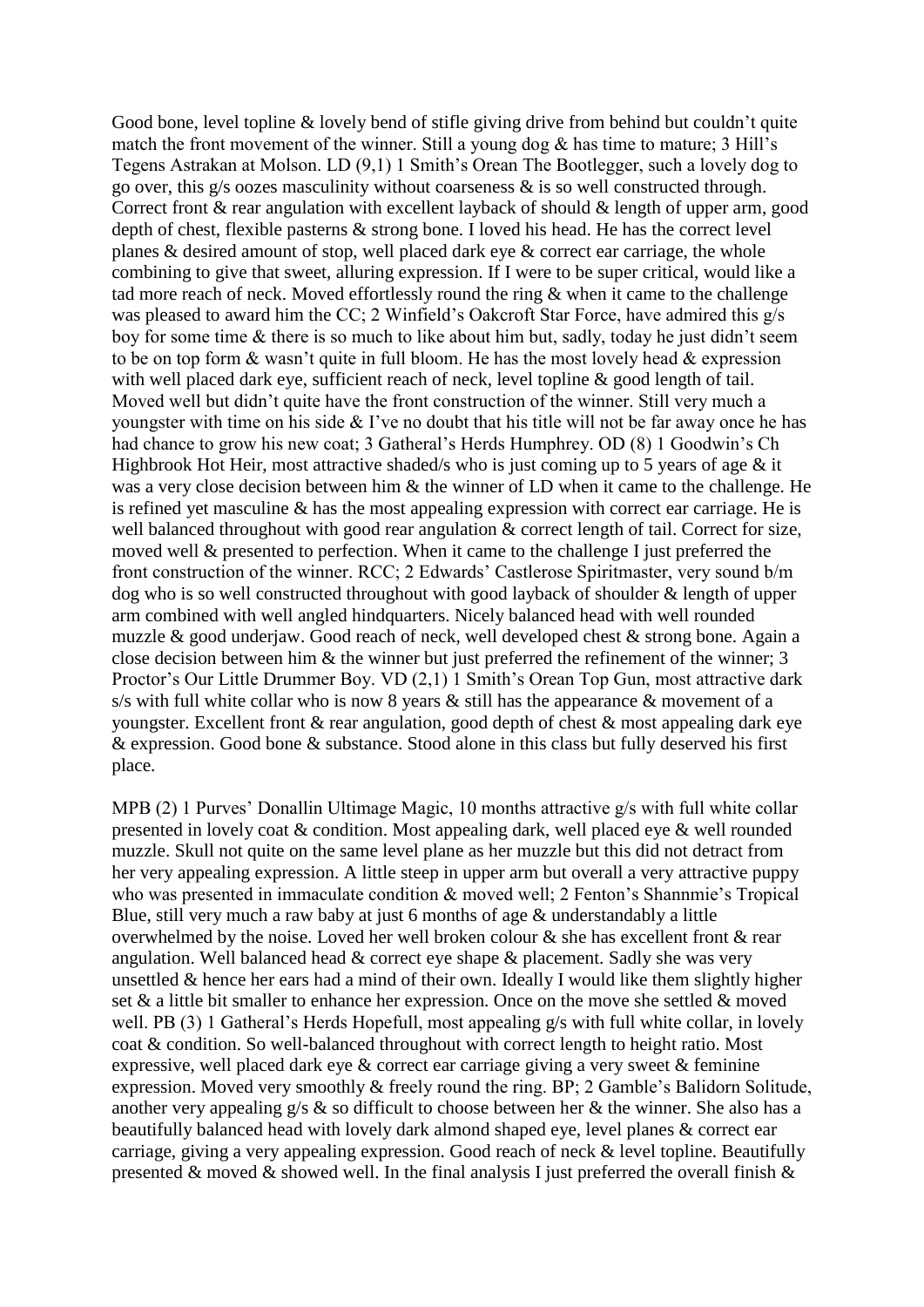Good bone, level topline & lovely bend of stifle giving drive from behind but couldn't quite match the front movement of the winner. Still a young dog & has time to mature; 3 Hill's Tegens Astrakan at Molson. LD (9,1) 1 Smith's Orean The Bootlegger, such a lovely dog to go over, this g/s oozes masculinity without coarseness & is so well constructed through. Correct front & rear angulation with excellent layback of should & length of upper arm, good depth of chest, flexible pasterns & strong bone. I loved his head. He has the correct level planes & desired amount of stop, well placed dark eye & correct ear carriage, the whole combining to give that sweet, alluring expression. If I were to be super critical, would like a tad more reach of neck. Moved effortlessly round the ring & when it came to the challenge was pleased to award him the CC; 2 Winfield's Oakcroft Star Force, have admired this g/s boy for some time & there is so much to like about him but, sadly, today he just didn't seem to be on top form & wasn't quite in full bloom. He has the most lovely head & expression with well placed dark eye, sufficient reach of neck, level topline & good length of tail. Moved well but didn't quite have the front construction of the winner. Still very much a youngster with time on his side & I've no doubt that his title will not be far away once he has had chance to grow his new coat; 3 Gatheral's Herds Humphrey. OD (8) 1 Goodwin's Ch Highbrook Hot Heir, most attractive shaded/s who is just coming up to 5 years of age & it was a very close decision between him & the winner of LD when it came to the challenge. He is refined yet masculine & has the most appealing expression with correct ear carriage. He is well balanced throughout with good rear angulation & correct length of tail. Correct for size, moved well & presented to perfection. When it came to the challenge I just preferred the front construction of the winner. RCC; 2 Edwards' Castlerose Spiritmaster, very sound b/m dog who is so well constructed throughout with good layback of shoulder & length of upper arm combined with well angled hindquarters. Nicely balanced head with well rounded muzzle & good underjaw. Good reach of neck, well developed chest & strong bone. Again a close decision between him & the winner but just preferred the refinement of the winner; 3 Proctor's Our Little Drummer Boy. VD (2,1) 1 Smith's Orean Top Gun, most attractive dark s/s with full white collar who is now 8 years & still has the appearance & movement of a youngster. Excellent front & rear angulation, good depth of chest & most appealing dark eye & expression. Good bone & substance. Stood alone in this class but fully deserved his first place.

MPB (2) 1 Purves' Donallin Ultimage Magic, 10 months attractive g/s with full white collar presented in lovely coat & condition. Most appealing dark, well placed eye & well rounded muzzle. Skull not quite on the same level plane as her muzzle but this did not detract from her very appealing expression. A little steep in upper arm but overall a very attractive puppy who was presented in immaculate condition & moved well; 2 Fenton's Shannmie's Tropical Blue, still very much a raw baby at just 6 months of age & understandably a little overwhelmed by the noise. Loved her well broken colour & she has excellent front & rear angulation. Well balanced head & correct eye shape & placement. Sadly she was very unsettled & hence her ears had a mind of their own. Ideally I would like them slightly higher set & a little bit smaller to enhance her expression. Once on the move she settled & moved well. PB (3) 1 Gatheral's Herds Hopefull, most appealing g/s with full white collar, in lovely coat & condition. So well-balanced throughout with correct length to height ratio. Most expressive, well placed dark eye & correct ear carriage giving a very sweet & feminine expression. Moved very smoothly & freely round the ring. BP; 2 Gamble's Balidorn Solitude, another very appealing g/s & so difficult to choose between her & the winner. She also has a beautifully balanced head with lovely dark almond shaped eye, level planes & correct ear carriage, giving a very appealing expression. Good reach of neck & level topline. Beautifully presented & moved & showed well. In the final analysis I just preferred the overall finish &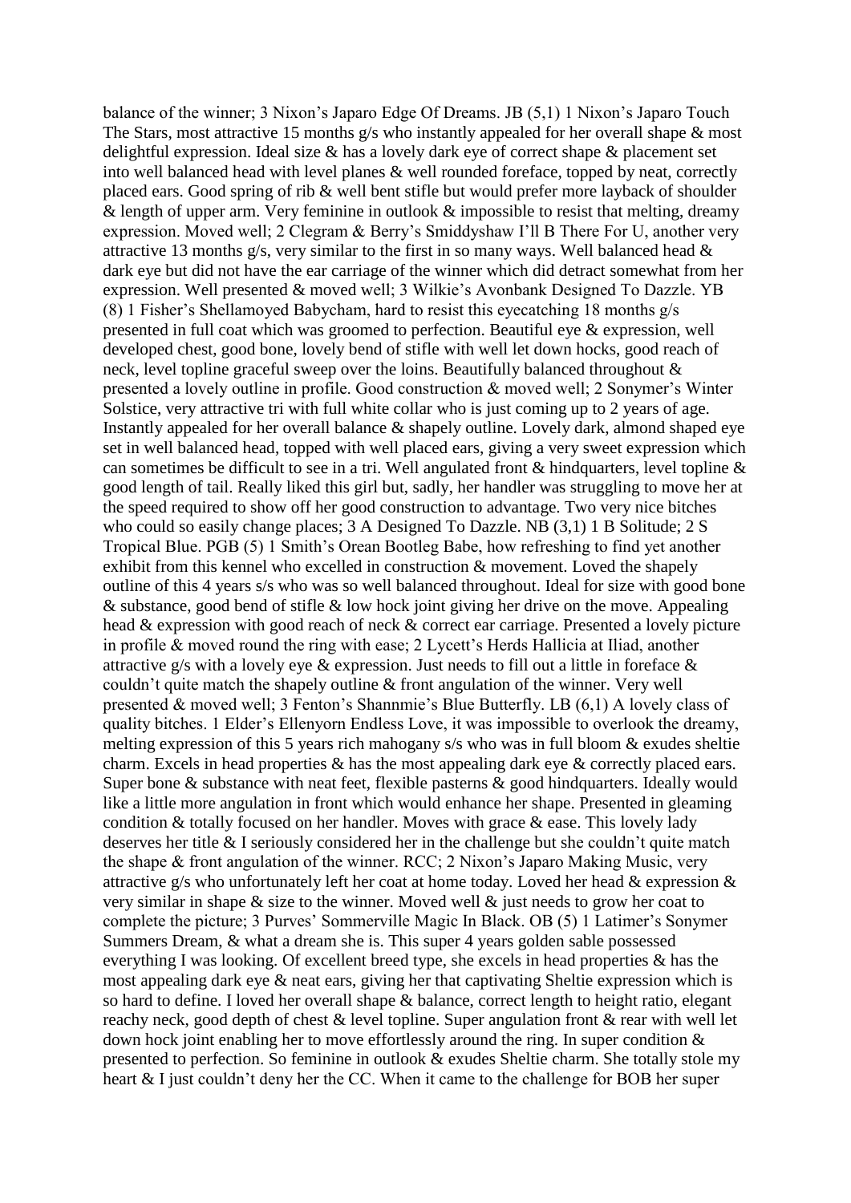balance of the winner; 3 Nixon's Japaro Edge Of Dreams. JB (5,1) 1 Nixon's Japaro Touch The Stars, most attractive 15 months g/s who instantly appealed for her overall shape & most delightful expression. Ideal size & has a lovely dark eye of correct shape & placement set into well balanced head with level planes & well rounded foreface, topped by neat, correctly placed ears. Good spring of rib & well bent stifle but would prefer more layback of shoulder & length of upper arm. Very feminine in outlook & impossible to resist that melting, dreamy expression. Moved well; 2 Clegram & Berry's Smiddyshaw I'll B There For U, another very attractive 13 months g/s, very similar to the first in so many ways. Well balanced head & dark eye but did not have the ear carriage of the winner which did detract somewhat from her expression. Well presented & moved well; 3 Wilkie's Avonbank Designed To Dazzle. YB (8) 1 Fisher's Shellamoyed Babycham, hard to resist this eyecatching 18 months g/s presented in full coat which was groomed to perfection. Beautiful eye & expression, well developed chest, good bone, lovely bend of stifle with well let down hocks, good reach of neck, level topline graceful sweep over the loins. Beautifully balanced throughout & presented a lovely outline in profile. Good construction & moved well; 2 Sonymer's Winter Solstice, very attractive tri with full white collar who is just coming up to 2 years of age. Instantly appealed for her overall balance & shapely outline. Lovely dark, almond shaped eye set in well balanced head, topped with well placed ears, giving a very sweet expression which can sometimes be difficult to see in a tri. Well angulated front & hindquarters, level topline & good length of tail. Really liked this girl but, sadly, her handler was struggling to move her at the speed required to show off her good construction to advantage. Two very nice bitches who could so easily change places; 3 A Designed To Dazzle. NB (3,1) 1 B Solitude; 2 S Tropical Blue. PGB (5) 1 Smith's Orean Bootleg Babe, how refreshing to find yet another exhibit from this kennel who excelled in construction & movement. Loved the shapely outline of this 4 years s/s who was so well balanced throughout. Ideal for size with good bone & substance, good bend of stifle & low hock joint giving her drive on the move. Appealing head & expression with good reach of neck & correct ear carriage. Presented a lovely picture in profile & moved round the ring with ease; 2 Lycett's Herds Hallicia at Iliad, another attractive g/s with a lovely eye & expression. Just needs to fill out a little in foreface & couldn't quite match the shapely outline & front angulation of the winner. Very well presented & moved well; 3 Fenton's Shannmie's Blue Butterfly. LB (6,1) A lovely class of quality bitches. 1 Elder's Ellenyorn Endless Love, it was impossible to overlook the dreamy, melting expression of this 5 years rich mahogany s/s who was in full bloom & exudes sheltie charm. Excels in head properties & has the most appealing dark eye & correctly placed ears. Super bone & substance with neat feet, flexible pasterns & good hindquarters. Ideally would like a little more angulation in front which would enhance her shape. Presented in gleaming condition & totally focused on her handler. Moves with grace & ease. This lovely lady deserves her title & I seriously considered her in the challenge but she couldn't quite match the shape & front angulation of the winner. RCC; 2 Nixon's Japaro Making Music, very attractive g/s who unfortunately left her coat at home today. Loved her head & expression & very similar in shape & size to the winner. Moved well & just needs to grow her coat to complete the picture; 3 Purves' Sommerville Magic In Black. OB (5) 1 Latimer's Sonymer Summers Dream, & what a dream she is. This super 4 years golden sable possessed everything I was looking. Of excellent breed type, she excels in head properties & has the most appealing dark eye & neat ears, giving her that captivating Sheltie expression which is so hard to define. I loved her overall shape & balance, correct length to height ratio, elegant reachy neck, good depth of chest & level topline. Super angulation front & rear with well let down hock joint enabling her to move effortlessly around the ring. In super condition & presented to perfection. So feminine in outlook & exudes Sheltie charm. She totally stole my heart & I just couldn't deny her the CC. When it came to the challenge for BOB her super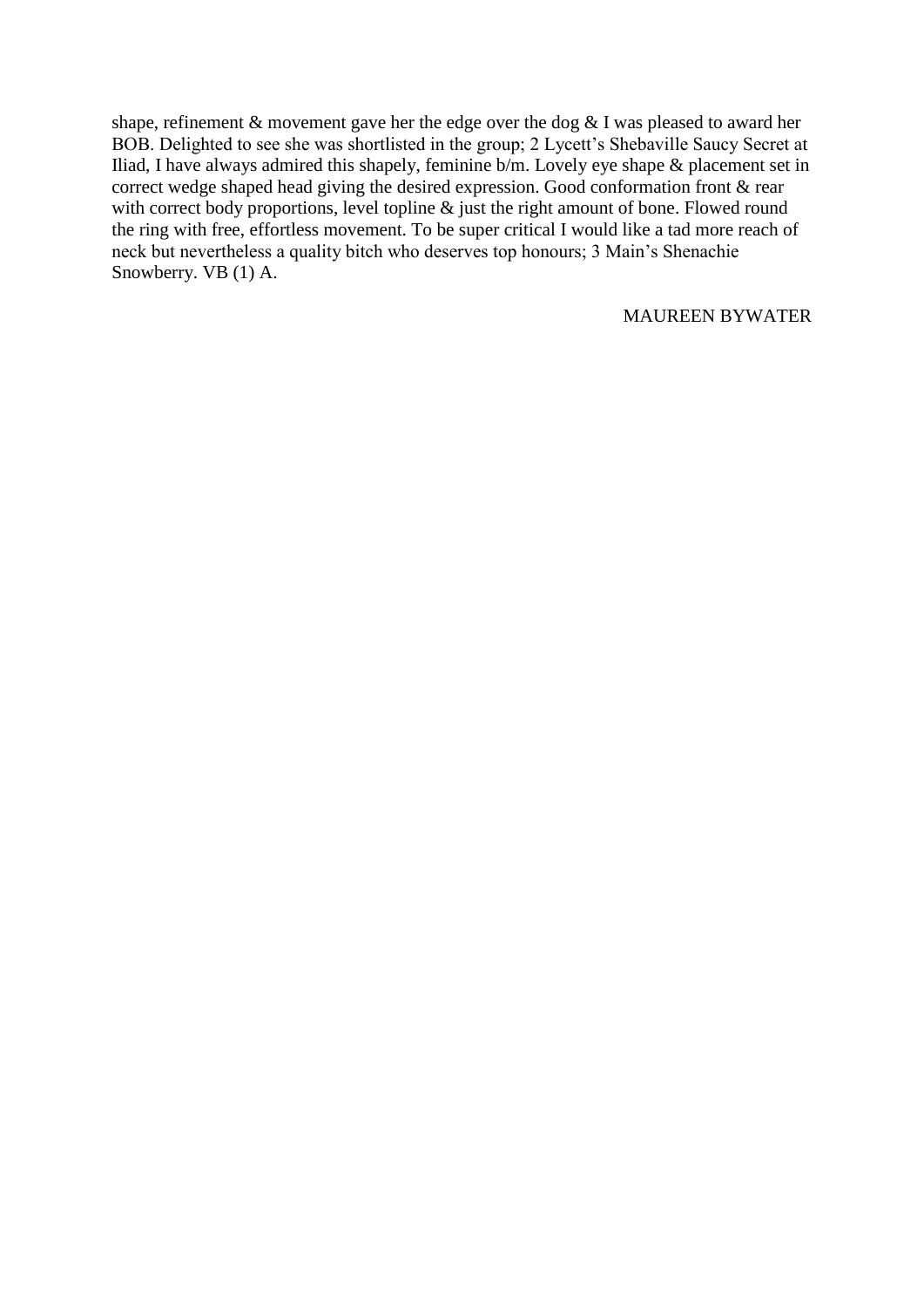shape, refinement & movement gave her the edge over the dog & I was pleased to award her BOB. Delighted to see she was shortlisted in the group; 2 Lycett's Shebaville Saucy Secret at Iliad, I have always admired this shapely, feminine b/m. Lovely eye shape & placement set in correct wedge shaped head giving the desired expression. Good conformation front & rear with correct body proportions, level topline & just the right amount of bone. Flowed round the ring with free, effortless movement. To be super critical I would like a tad more reach of neck but nevertheless a quality bitch who deserves top honours; 3 Main's Shenachie Snowberry. VB (1) A.

MAUREEN BYWATER